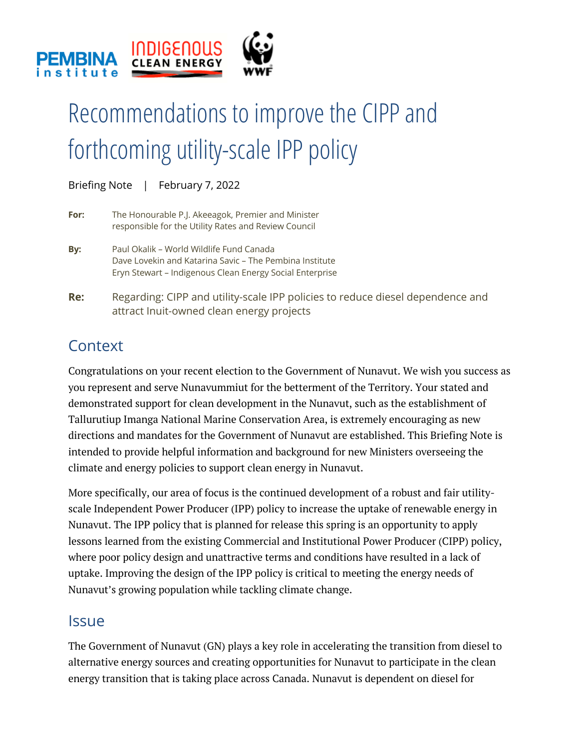# Recommendations to improve the CIPP and forthcoming utility-scale IPP policy

Briefing Note | February 7, 2022

**For:** The Honourable P.J. Akeeagok, Premier and Minister responsible for the Utility Rates and Review Council

**By:** Paul Okalik – World Wildlife Fund Canada
Dave Lovekin and Katarina Savic – The Pembina Institute
Eryn Stewart – Indigenous Clean Energy Social Enterprise

**Re:** Regarding: CIPP and utility-scale IPP policies to reduce diesel dependence and attract Inuit-owned clean energy projects

## Context

Congratulations on your recent election to the Government of Nunavut. We wish you success as you represent and serve Nunavummiut for the betterment of the Territory. Your stated and demonstrated support for clean development in the Nunavut, such as the establishment of Tallurutiup Imanga National Marine Conservation Area, is extremely encouraging as new directions and mandates for the Government of Nunavut are established. This Briefing Note is intended to provide helpful information and background for new Ministers overseeing the climate and energy policies to support clean energy in Nunavut.

More specifically, our area of focus is the continued development of a robust and fair utility-scale Independent Power Producer (IPP) policy to increase the uptake of renewable energy in Nunavut. The IPP policy that is planned for release this spring is an opportunity to apply lessons learned from the existing Commercial and Institutional Power Producer (CIPP) policy, where poor policy design and unattractive terms and conditions have resulted in a lack of uptake. Improving the design of the IPP policy is critical to meeting the energy needs of Nunavut's growing population while tackling climate change.

## Issue

The Government of Nunavut (GN) plays a key role in accelerating the transition from diesel to alternative energy sources and creating opportunities for Nunavut to participate in the clean energy transition that is taking place across Canada. Nunavut is dependent on diesel for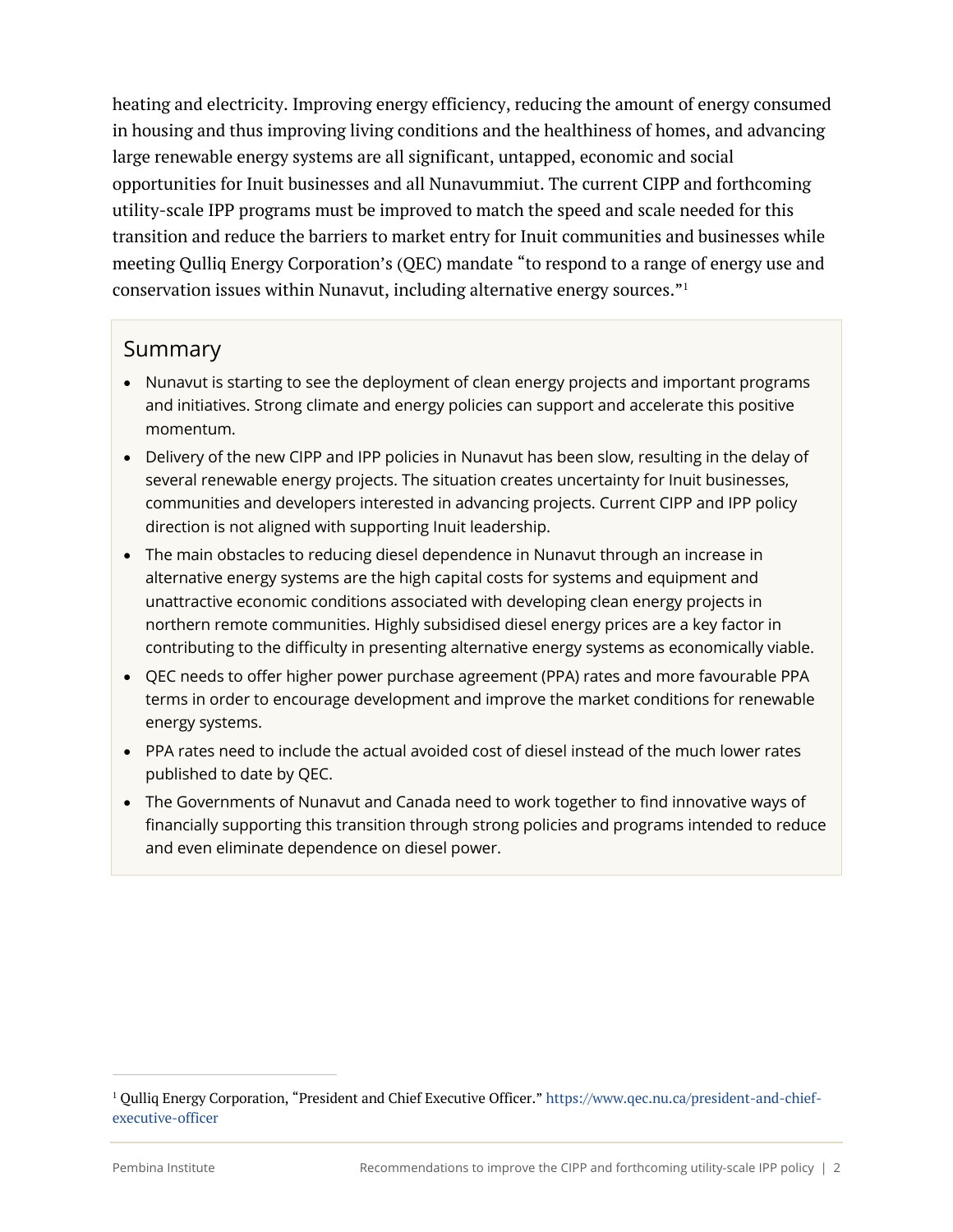heating and electricity. Improving energy efficiency, reducing the amount of energy consumed in housing and thus improving living conditions and the healthiness of homes, and advancing large renewable energy systems are all significant, untapped, economic and social opportunities for Inuit businesses and all Nunavummiut. The current CIPP and forthcoming utility-scale IPP programs must be improved to match the speed and scale needed for this transition and reduce the barriers to market entry for Inuit communities and businesses while meeting Qulliq Energy Corporation's (QEC) mandate "to respond to a range of energy use and conservation issues within Nunavut, including alternative energy sources."[1]

## Summary

- Nunavut is starting to see the deployment of clean energy projects and important programs and initiatives. Strong climate and energy policies can support and accelerate this positive momentum.
- Delivery of the new CIPP and IPP policies in Nunavut has been slow, resulting in the delay of several renewable energy projects. The situation creates uncertainty for Inuit businesses, communities and developers interested in advancing projects. Current CIPP and IPP policy direction is not aligned with supporting Inuit leadership.
- The main obstacles to reducing diesel dependence in Nunavut through an increase in alternative energy systems are the high capital costs for systems and equipment and unattractive economic conditions associated with developing clean energy projects in northern remote communities. Highly subsidised diesel energy prices are a key factor in contributing to the difficulty in presenting alternative energy systems as economically viable.
- QEC needs to offer higher power purchase agreement (PPA) rates and more favourable PPA terms in order to encourage development and improve the market conditions for renewable energy systems.
- PPA rates need to include the actual avoided cost of diesel instead of the much lower rates published to date by QEC.
- The Governments of Nunavut and Canada need to work together to find innovative ways of financially supporting this transition through strong policies and programs intended to reduce and even eliminate dependence on diesel power.

[1] Qulliq Energy Corporation, "President and Chief Executive Officer." https://www.qec.nu.ca/president-and-chief-executive-officer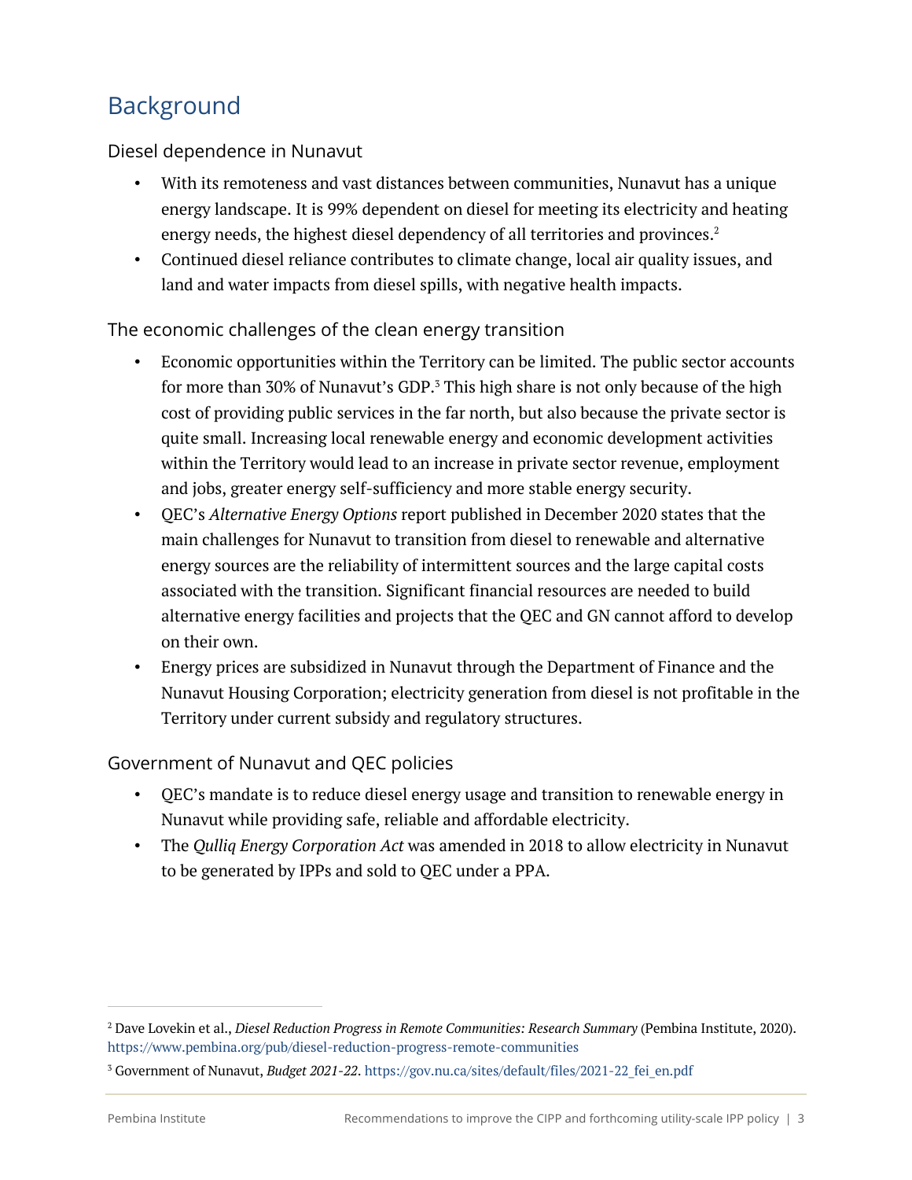# Background

## Diesel dependence in Nunavut

- With its remoteness and vast distances between communities, Nunavut has a unique energy landscape. It is 99% dependent on diesel for meeting its electricity and heating energy needs, the highest diesel dependency of all territories and provinces.[2]
- Continued diesel reliance contributes to climate change, local air quality issues, and land and water impacts from diesel spills, with negative health impacts.

## The economic challenges of the clean energy transition

- Economic opportunities within the Territory can be limited. The public sector accounts for more than 30% of Nunavut's GDP.[3] This high share is not only because of the high cost of providing public services in the far north, but also because the private sector is quite small. Increasing local renewable energy and economic development activities within the Territory would lead to an increase in private sector revenue, employment and jobs, greater energy self-sufficiency and more stable energy security.
- QEC's *Alternative Energy Options* report published in December 2020 states that the main challenges for Nunavut to transition from diesel to renewable and alternative energy sources are the reliability of intermittent sources and the large capital costs associated with the transition. Significant financial resources are needed to build alternative energy facilities and projects that the QEC and GN cannot afford to develop on their own.
- Energy prices are subsidized in Nunavut through the Department of Finance and the Nunavut Housing Corporation; electricity generation from diesel is not profitable in the Territory under current subsidy and regulatory structures.

## Government of Nunavut and QEC policies

- QEC's mandate is to reduce diesel energy usage and transition to renewable energy in Nunavut while providing safe, reliable and affordable electricity.
- The *Qulliq Energy Corporation Act* was amended in 2018 to allow electricity in Nunavut to be generated by IPPs and sold to QEC under a PPA.

---

[2] Dave Lovekin et al., *Diesel Reduction Progress in Remote Communities: Research Summary* (Pembina Institute, 2020). https://www.pembina.org/pub/diesel-reduction-progress-remote-communities

[3] Government of Nunavut, *Budget 2021-22*. https://gov.nu.ca/sites/default/files/2021-22_fei_en.pdf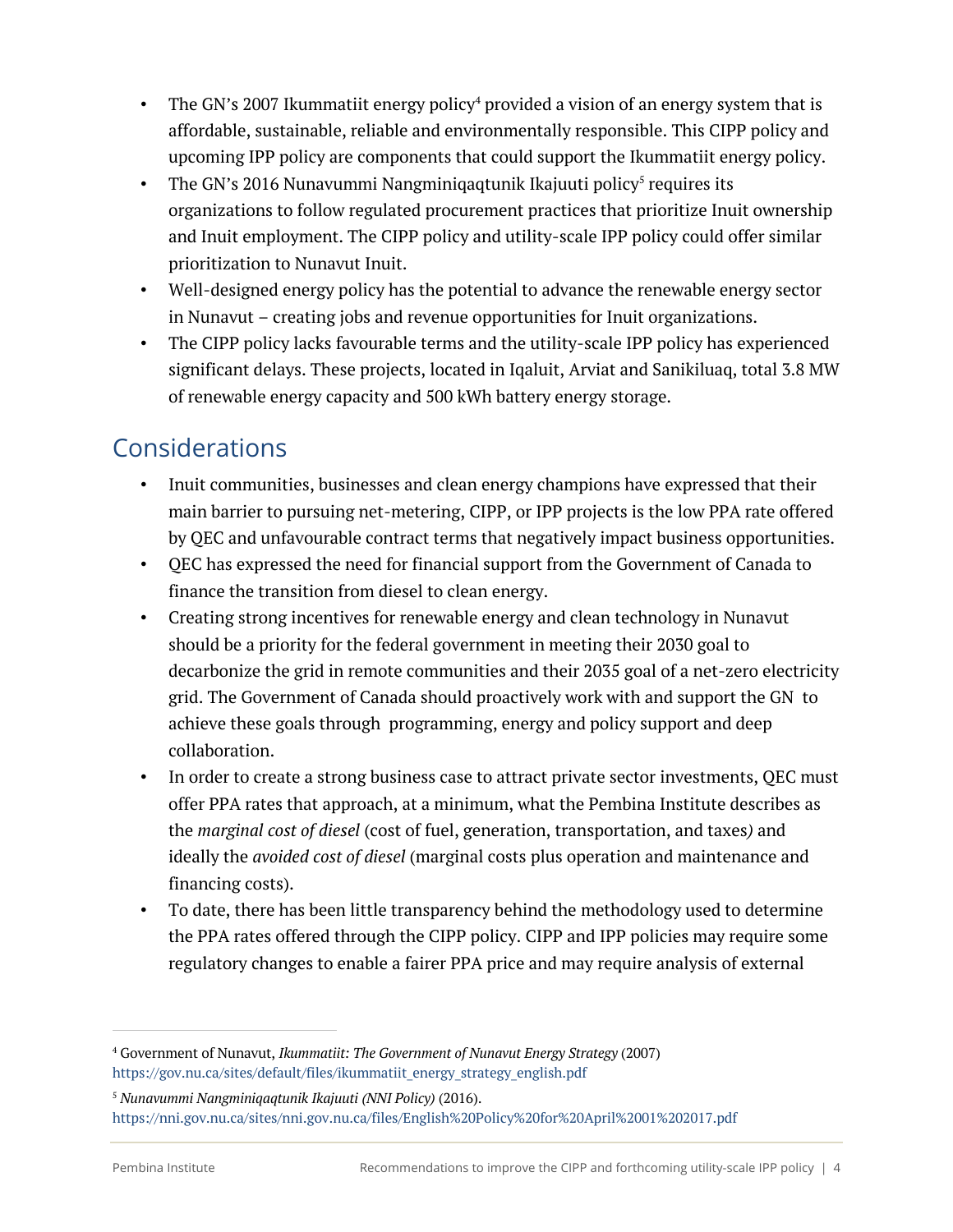- The GN's 2007 Ikummatiit energy policy[4] provided a vision of an energy system that is affordable, sustainable, reliable and environmentally responsible. This CIPP policy and upcoming IPP policy are components that could support the Ikummatiit energy policy.
- The GN's 2016 Nunavummi Nangminiqaqtunik Ikajuuti policy[5] requires its organizations to follow regulated procurement practices that prioritize Inuit ownership and Inuit employment. The CIPP policy and utility-scale IPP policy could offer similar prioritization to Nunavut Inuit.
- Well-designed energy policy has the potential to advance the renewable energy sector in Nunavut – creating jobs and revenue opportunities for Inuit organizations.
- The CIPP policy lacks favourable terms and the utility-scale IPP policy has experienced significant delays. These projects, located in Iqaluit, Arviat and Sanikiluaq, total 3.8 MW of renewable energy capacity and 500 kWh battery energy storage.

## Considerations

- Inuit communities, businesses and clean energy champions have expressed that their main barrier to pursuing net-metering, CIPP, or IPP projects is the low PPA rate offered by QEC and unfavourable contract terms that negatively impact business opportunities.
- QEC has expressed the need for financial support from the Government of Canada to finance the transition from diesel to clean energy.
- Creating strong incentives for renewable energy and clean technology in Nunavut should be a priority for the federal government in meeting their 2030 goal to decarbonize the grid in remote communities and their 2035 goal of a net-zero electricity grid. The Government of Canada should proactively work with and support the GN to achieve these goals through programming, energy and policy support and deep collaboration.
- In order to create a strong business case to attract private sector investments, QEC must offer PPA rates that approach, at a minimum, what the Pembina Institute describes as the *marginal cost of diesel* (cost of fuel, generation, transportation, and taxes) and ideally the *avoided cost of diesel* (marginal costs plus operation and maintenance and financing costs).
- To date, there has been little transparency behind the methodology used to determine the PPA rates offered through the CIPP policy. CIPP and IPP policies may require some regulatory changes to enable a fairer PPA price and may require analysis of external

[4] Government of Nunavut, *Ikummatiit: The Government of Nunavut Energy Strategy* (2007) https://gov.nu.ca/sites/default/files/ikummatiit_energy_strategy_english.pdf

[5] *Nunavummi Nangminiqaqtunik Ikajuuti (NNI Policy)* (2016). https://nni.gov.nu.ca/sites/nni.gov.nu.ca/files/English%20Policy%20for%20April%2001%202017.pdf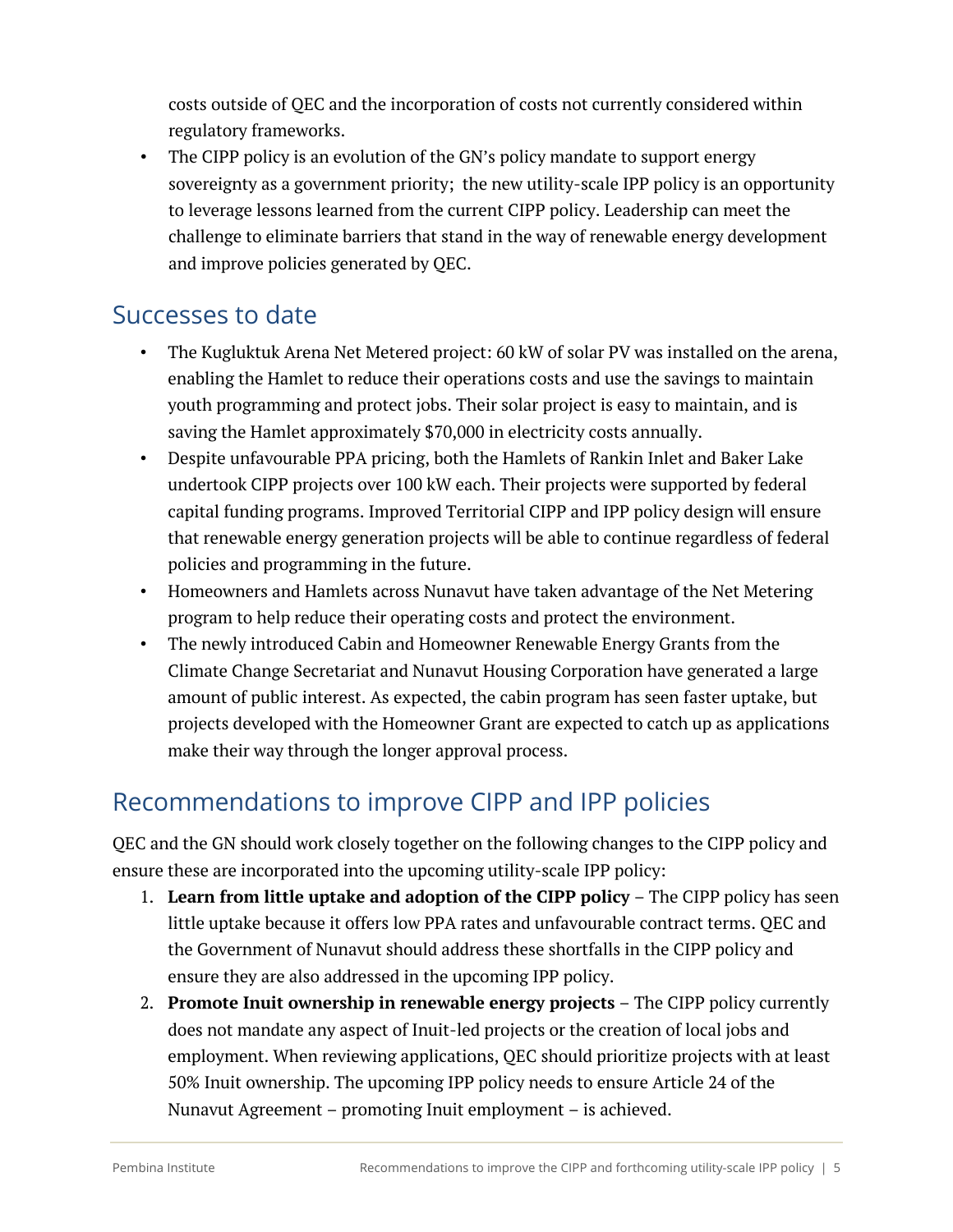costs outside of QEC and the incorporation of costs not currently considered within regulatory frameworks.

- The CIPP policy is an evolution of the GN's policy mandate to support energy sovereignty as a government priority; the new utility-scale IPP policy is an opportunity to leverage lessons learned from the current CIPP policy. Leadership can meet the challenge to eliminate barriers that stand in the way of renewable energy development and improve policies generated by QEC.

## Successes to date

- The Kugluktuk Arena Net Metered project: 60 kW of solar PV was installed on the arena, enabling the Hamlet to reduce their operations costs and use the savings to maintain youth programming and protect jobs. Their solar project is easy to maintain, and is saving the Hamlet approximately $70,000 in electricity costs annually.
- Despite unfavourable PPA pricing, both the Hamlets of Rankin Inlet and Baker Lake undertook CIPP projects over 100 kW each. Their projects were supported by federal capital funding programs. Improved Territorial CIPP and IPP policy design will ensure that renewable energy generation projects will be able to continue regardless of federal policies and programming in the future.
- Homeowners and Hamlets across Nunavut have taken advantage of the Net Metering program to help reduce their operating costs and protect the environment.
- The newly introduced Cabin and Homeowner Renewable Energy Grants from the Climate Change Secretariat and Nunavut Housing Corporation have generated a large amount of public interest. As expected, the cabin program has seen faster uptake, but projects developed with the Homeowner Grant are expected to catch up as applications make their way through the longer approval process.

## Recommendations to improve CIPP and IPP policies

QEC and the GN should work closely together on the following changes to the CIPP policy and ensure these are incorporated into the upcoming utility-scale IPP policy:

1. **Learn from little uptake and adoption of the CIPP policy** – The CIPP policy has seen little uptake because it offers low PPA rates and unfavourable contract terms. QEC and the Government of Nunavut should address these shortfalls in the CIPP policy and ensure they are also addressed in the upcoming IPP policy.
2. **Promote Inuit ownership in renewable energy projects** – The CIPP policy currently does not mandate any aspect of Inuit-led projects or the creation of local jobs and employment. When reviewing applications, QEC should prioritize projects with at least 50% Inuit ownership. The upcoming IPP policy needs to ensure Article 24 of the Nunavut Agreement – promoting Inuit employment – is achieved.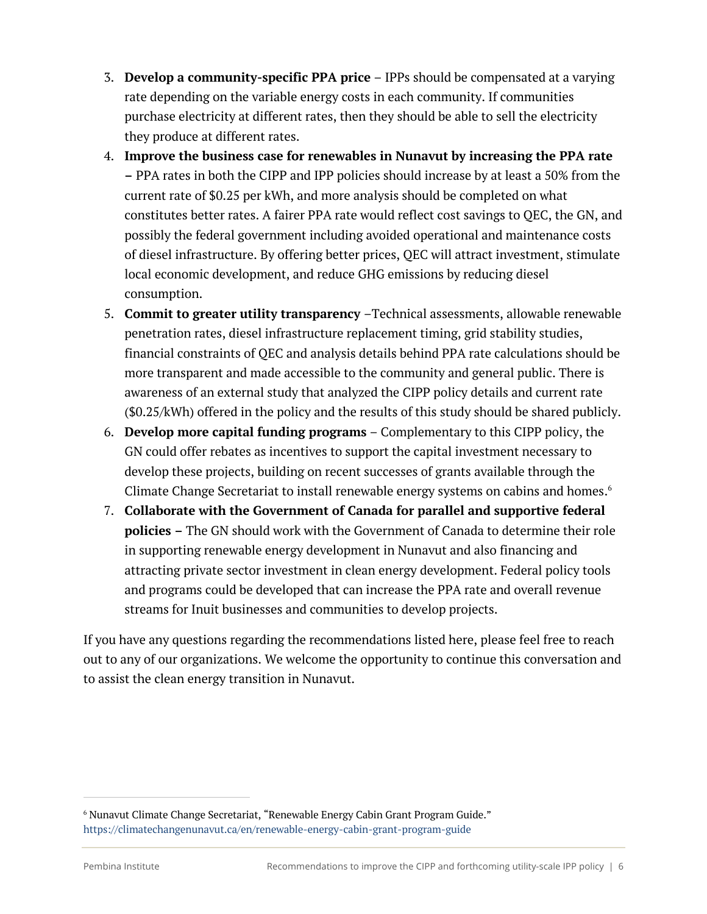3. **Develop a community-specific PPA price** – IPPs should be compensated at a varying rate depending on the variable energy costs in each community. If communities purchase electricity at different rates, then they should be able to sell the electricity they produce at different rates.
4. **Improve the business case for renewables in Nunavut by increasing the PPA rate –** PPA rates in both the CIPP and IPP policies should increase by at least a 50% from the current rate of $0.25 per kWh, and more analysis should be completed on what constitutes better rates. A fairer PPA rate would reflect cost savings to QEC, the GN, and possibly the federal government including avoided operational and maintenance costs of diesel infrastructure. By offering better prices, QEC will attract investment, stimulate local economic development, and reduce GHG emissions by reducing diesel consumption.
5. **Commit to greater utility transparency** –Technical assessments, allowable renewable penetration rates, diesel infrastructure replacement timing, grid stability studies, financial constraints of QEC and analysis details behind PPA rate calculations should be more transparent and made accessible to the community and general public. There is awareness of an external study that analyzed the CIPP policy details and current rate ($0.25/kWh) offered in the policy and the results of this study should be shared publicly.
6. **Develop more capital funding programs** – Complementary to this CIPP policy, the GN could offer rebates as incentives to support the capital investment necessary to develop these projects, building on recent successes of grants available through the Climate Change Secretariat to install renewable energy systems on cabins and homes.[6]
7. **Collaborate with the Government of Canada for parallel and supportive federal policies –** The GN should work with the Government of Canada to determine their role in supporting renewable energy development in Nunavut and also financing and attracting private sector investment in clean energy development. Federal policy tools and programs could be developed that can increase the PPA rate and overall revenue streams for Inuit businesses and communities to develop projects.

If you have any questions regarding the recommendations listed here, please feel free to reach out to any of our organizations. We welcome the opportunity to continue this conversation and to assist the clean energy transition in Nunavut.

---

[6] Nunavut Climate Change Secretariat, "Renewable Energy Cabin Grant Program Guide." https://climatechangenunavut.ca/en/renewable-energy-cabin-grant-program-guide